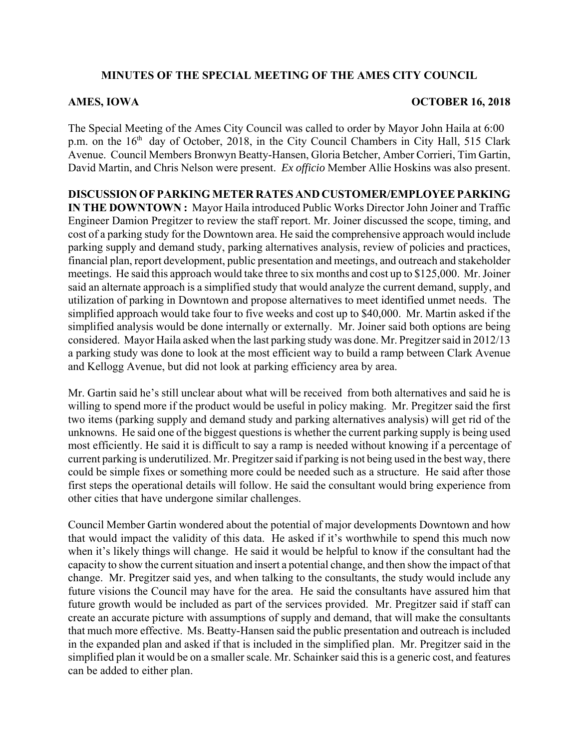# MINUTES OF THE SPECIAL MEETING OF THE AMES CITY COUNCIL

**AMES, IOWA** **OCTOBER 16, 2018**

The Special Meeting of the Ames City Council was called to order by Mayor John Haila at 6:00 p.m. on the 16th day of October, 2018, in the City Council Chambers in City Hall, 515 Clark Avenue. Council Members Bronwyn Beatty-Hansen, Gloria Betcher, Amber Corrieri, Tim Gartin, David Martin, and Chris Nelson were present. *Ex officio* Member Allie Hoskins was also present.

**DISCUSSION OF PARKING METER RATES AND CUSTOMER/EMPLOYEE PARKING IN THE DOWNTOWN :** Mayor Haila introduced Public Works Director John Joiner and Traffic Engineer Damion Pregitzer to review the staff report. Mr. Joiner discussed the scope, timing, and cost of a parking study for the Downtown area. He said the comprehensive approach would include parking supply and demand study, parking alternatives analysis, review of policies and practices, financial plan, report development, public presentation and meetings, and outreach and stakeholder meetings. He said this approach would take three to six months and cost up to $125,000. Mr. Joiner said an alternate approach is a simplified study that would analyze the current demand, supply, and utilization of parking in Downtown and propose alternatives to meet identified unmet needs. The simplified approach would take four to five weeks and cost up to $40,000. Mr. Martin asked if the simplified analysis would be done internally or externally. Mr. Joiner said both options are being considered. Mayor Haila asked when the last parking study was done. Mr. Pregitzer said in 2012/13 a parking study was done to look at the most efficient way to build a ramp between Clark Avenue and Kellogg Avenue, but did not look at parking efficiency area by area.

Mr. Gartin said he's still unclear about what will be received from both alternatives and said he is willing to spend more if the product would be useful in policy making. Mr. Pregitzer said the first two items (parking supply and demand study and parking alternatives analysis) will get rid of the unknowns. He said one of the biggest questions is whether the current parking supply is being used most efficiently. He said it is difficult to say a ramp is needed without knowing if a percentage of current parking is underutilized. Mr. Pregitzer said if parking is not being used in the best way, there could be simple fixes or something more could be needed such as a structure. He said after those first steps the operational details will follow. He said the consultant would bring experience from other cities that have undergone similar challenges.

Council Member Gartin wondered about the potential of major developments Downtown and how that would impact the validity of this data. He asked if it's worthwhile to spend this much now when it's likely things will change. He said it would be helpful to know if the consultant had the capacity to show the current situation and insert a potential change, and then show the impact of that change. Mr. Pregitzer said yes, and when talking to the consultants, the study would include any future visions the Council may have for the area. He said the consultants have assured him that future growth would be included as part of the services provided. Mr. Pregitzer said if staff can create an accurate picture with assumptions of supply and demand, that will make the consultants that much more effective. Ms. Beatty-Hansen said the public presentation and outreach is included in the expanded plan and asked if that is included in the simplified plan. Mr. Pregitzer said in the simplified plan it would be on a smaller scale. Mr. Schainker said this is a generic cost, and features can be added to either plan.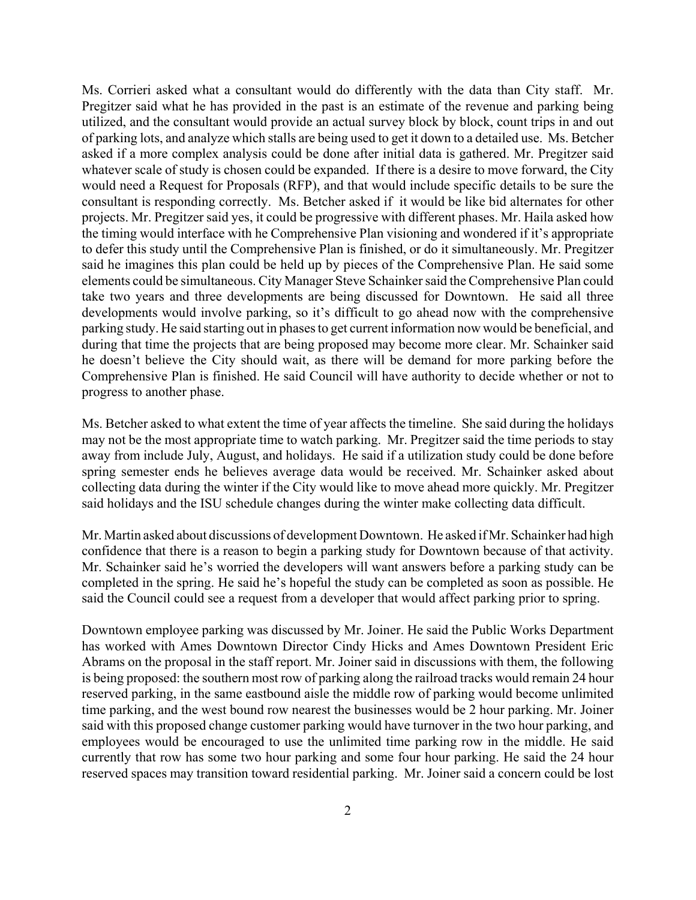Ms. Corrieri asked what a consultant would do differently with the data than City staff. Mr. Pregitzer said what he has provided in the past is an estimate of the revenue and parking being utilized, and the consultant would provide an actual survey block by block, count trips in and out of parking lots, and analyze which stalls are being used to get it down to a detailed use. Ms. Betcher asked if a more complex analysis could be done after initial data is gathered. Mr. Pregitzer said whatever scale of study is chosen could be expanded. If there is a desire to move forward, the City would need a Request for Proposals (RFP), and that would include specific details to be sure the consultant is responding correctly. Ms. Betcher asked if it would be like bid alternates for other projects. Mr. Pregitzer said yes, it could be progressive with different phases. Mr. Haila asked how the timing would interface with he Comprehensive Plan visioning and wondered if it's appropriate to defer this study until the Comprehensive Plan is finished, or do it simultaneously. Mr. Pregitzer said he imagines this plan could be held up by pieces of the Comprehensive Plan. He said some elements could be simultaneous. City Manager Steve Schainker said the Comprehensive Plan could take two years and three developments are being discussed for Downtown. He said all three developments would involve parking, so it's difficult to go ahead now with the comprehensive parking study. He said starting out in phases to get current information now would be beneficial, and during that time the projects that are being proposed may become more clear. Mr. Schainker said he doesn't believe the City should wait, as there will be demand for more parking before the Comprehensive Plan is finished. He said Council will have authority to decide whether or not to progress to another phase.

Ms. Betcher asked to what extent the time of year affects the timeline. She said during the holidays may not be the most appropriate time to watch parking. Mr. Pregitzer said the time periods to stay away from include July, August, and holidays. He said if a utilization study could be done before spring semester ends he believes average data would be received. Mr. Schainker asked about collecting data during the winter if the City would like to move ahead more quickly. Mr. Pregitzer said holidays and the ISU schedule changes during the winter make collecting data difficult.

Mr. Martin asked about discussions of development Downtown. He asked if Mr. Schainker had high confidence that there is a reason to begin a parking study for Downtown because of that activity. Mr. Schainker said he's worried the developers will want answers before a parking study can be completed in the spring. He said he's hopeful the study can be completed as soon as possible. He said the Council could see a request from a developer that would affect parking prior to spring.

Downtown employee parking was discussed by Mr. Joiner. He said the Public Works Department has worked with Ames Downtown Director Cindy Hicks and Ames Downtown President Eric Abrams on the proposal in the staff report. Mr. Joiner said in discussions with them, the following is being proposed: the southern most row of parking along the railroad tracks would remain 24 hour reserved parking, in the same eastbound aisle the middle row of parking would become unlimited time parking, and the west bound row nearest the businesses would be 2 hour parking. Mr. Joiner said with this proposed change customer parking would have turnover in the two hour parking, and employees would be encouraged to use the unlimited time parking row in the middle. He said currently that row has some two hour parking and some four hour parking. He said the 24 hour reserved spaces may transition toward residential parking. Mr. Joiner said a concern could be lost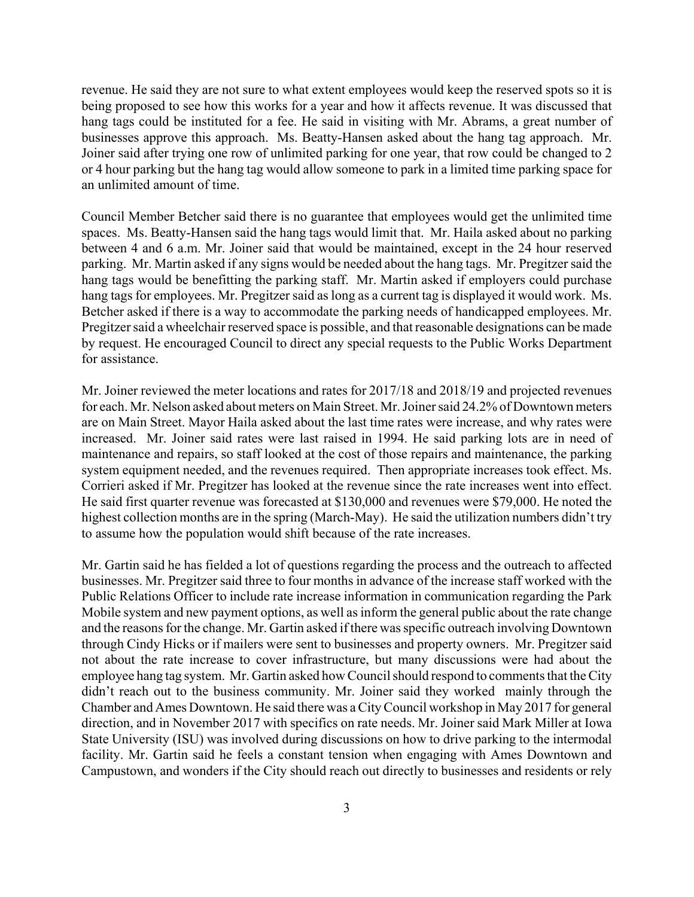revenue. He said they are not sure to what extent employees would keep the reserved spots so it is being proposed to see how this works for a year and how it affects revenue. It was discussed that hang tags could be instituted for a fee. He said in visiting with Mr. Abrams, a great number of businesses approve this approach. Ms. Beatty-Hansen asked about the hang tag approach. Mr. Joiner said after trying one row of unlimited parking for one year, that row could be changed to 2 or 4 hour parking but the hang tag would allow someone to park in a limited time parking space for an unlimited amount of time.

Council Member Betcher said there is no guarantee that employees would get the unlimited time spaces. Ms. Beatty-Hansen said the hang tags would limit that. Mr. Haila asked about no parking between 4 and 6 a.m. Mr. Joiner said that would be maintained, except in the 24 hour reserved parking. Mr. Martin asked if any signs would be needed about the hang tags. Mr. Pregitzer said the hang tags would be benefitting the parking staff. Mr. Martin asked if employers could purchase hang tags for employees. Mr. Pregitzer said as long as a current tag is displayed it would work. Ms. Betcher asked if there is a way to accommodate the parking needs of handicapped employees. Mr. Pregitzer said a wheelchair reserved space is possible, and that reasonable designations can be made by request. He encouraged Council to direct any special requests to the Public Works Department for assistance.

Mr. Joiner reviewed the meter locations and rates for 2017/18 and 2018/19 and projected revenues for each. Mr. Nelson asked about meters on Main Street. Mr. Joiner said 24.2% of Downtown meters are on Main Street. Mayor Haila asked about the last time rates were increase, and why rates were increased. Mr. Joiner said rates were last raised in 1994. He said parking lots are in need of maintenance and repairs, so staff looked at the cost of those repairs and maintenance, the parking system equipment needed, and the revenues required. Then appropriate increases took effect. Ms. Corrieri asked if Mr. Pregitzer has looked at the revenue since the rate increases went into effect. He said first quarter revenue was forecasted at $130,000 and revenues were $79,000. He noted the highest collection months are in the spring (March-May). He said the utilization numbers didn't try to assume how the population would shift because of the rate increases.

Mr. Gartin said he has fielded a lot of questions regarding the process and the outreach to affected businesses. Mr. Pregitzer said three to four months in advance of the increase staff worked with the Public Relations Officer to include rate increase information in communication regarding the Park Mobile system and new payment options, as well as inform the general public about the rate change and the reasons for the change. Mr. Gartin asked if there was specific outreach involving Downtown through Cindy Hicks or if mailers were sent to businesses and property owners. Mr. Pregitzer said not about the rate increase to cover infrastructure, but many discussions were had about the employee hang tag system. Mr. Gartin asked how Council should respond to comments that the City didn't reach out to the business community. Mr. Joiner said they worked mainly through the Chamber and Ames Downtown. He said there was a City Council workshop in May 2017 for general direction, and in November 2017 with specifics on rate needs. Mr. Joiner said Mark Miller at Iowa State University (ISU) was involved during discussions on how to drive parking to the intermodal facility. Mr. Gartin said he feels a constant tension when engaging with Ames Downtown and Campustown, and wonders if the City should reach out directly to businesses and residents or rely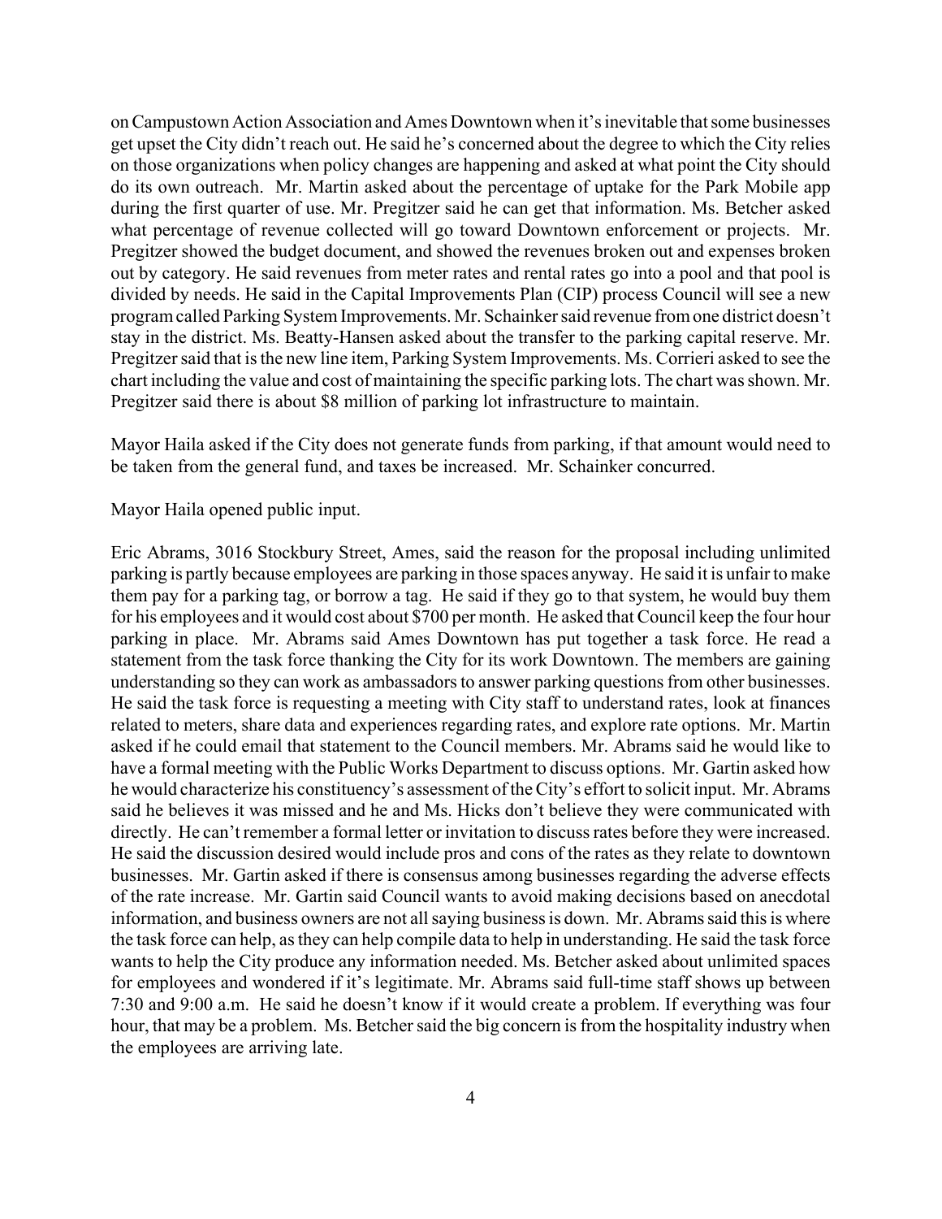on Campustown Action Association and Ames Downtown when it's inevitable that some businesses get upset the City didn't reach out. He said he's concerned about the degree to which the City relies on those organizations when policy changes are happening and asked at what point the City should do its own outreach. Mr. Martin asked about the percentage of uptake for the Park Mobile app during the first quarter of use. Mr. Pregitzer said he can get that information. Ms. Betcher asked what percentage of revenue collected will go toward Downtown enforcement or projects. Mr. Pregitzer showed the budget document, and showed the revenues broken out and expenses broken out by category. He said revenues from meter rates and rental rates go into a pool and that pool is divided by needs. He said in the Capital Improvements Plan (CIP) process Council will see a new program called Parking System Improvements. Mr. Schainker said revenue from one district doesn't stay in the district. Ms. Beatty-Hansen asked about the transfer to the parking capital reserve. Mr. Pregitzer said that is the new line item, Parking System Improvements. Ms. Corrieri asked to see the chart including the value and cost of maintaining the specific parking lots. The chart was shown. Mr. Pregitzer said there is about \$8 million of parking lot infrastructure to maintain.

Mayor Haila asked if the City does not generate funds from parking, if that amount would need to be taken from the general fund, and taxes be increased. Mr. Schainker concurred.

Mayor Haila opened public input.

Eric Abrams, 3016 Stockbury Street, Ames, said the reason for the proposal including unlimited parking is partly because employees are parking in those spaces anyway. He said it is unfair to make them pay for a parking tag, or borrow a tag. He said if they go to that system, he would buy them for his employees and it would cost about \$700 per month. He asked that Council keep the four hour parking in place. Mr. Abrams said Ames Downtown has put together a task force. He read a statement from the task force thanking the City for its work Downtown. The members are gaining understanding so they can work as ambassadors to answer parking questions from other businesses. He said the task force is requesting a meeting with City staff to understand rates, look at finances related to meters, share data and experiences regarding rates, and explore rate options. Mr. Martin asked if he could email that statement to the Council members. Mr. Abrams said he would like to have a formal meeting with the Public Works Department to discuss options. Mr. Gartin asked how he would characterize his constituency's assessment of the City's effort to solicit input. Mr. Abrams said he believes it was missed and he and Ms. Hicks don't believe they were communicated with directly. He can't remember a formal letter or invitation to discuss rates before they were increased. He said the discussion desired would include pros and cons of the rates as they relate to downtown businesses. Mr. Gartin asked if there is consensus among businesses regarding the adverse effects of the rate increase. Mr. Gartin said Council wants to avoid making decisions based on anecdotal information, and business owners are not all saying business is down. Mr. Abrams said this is where the task force can help, as they can help compile data to help in understanding. He said the task force wants to help the City produce any information needed. Ms. Betcher asked about unlimited spaces for employees and wondered if it's legitimate. Mr. Abrams said full-time staff shows up between 7:30 and 9:00 a.m. He said he doesn't know if it would create a problem. If everything was four hour, that may be a problem. Ms. Betcher said the big concern is from the hospitality industry when the employees are arriving late.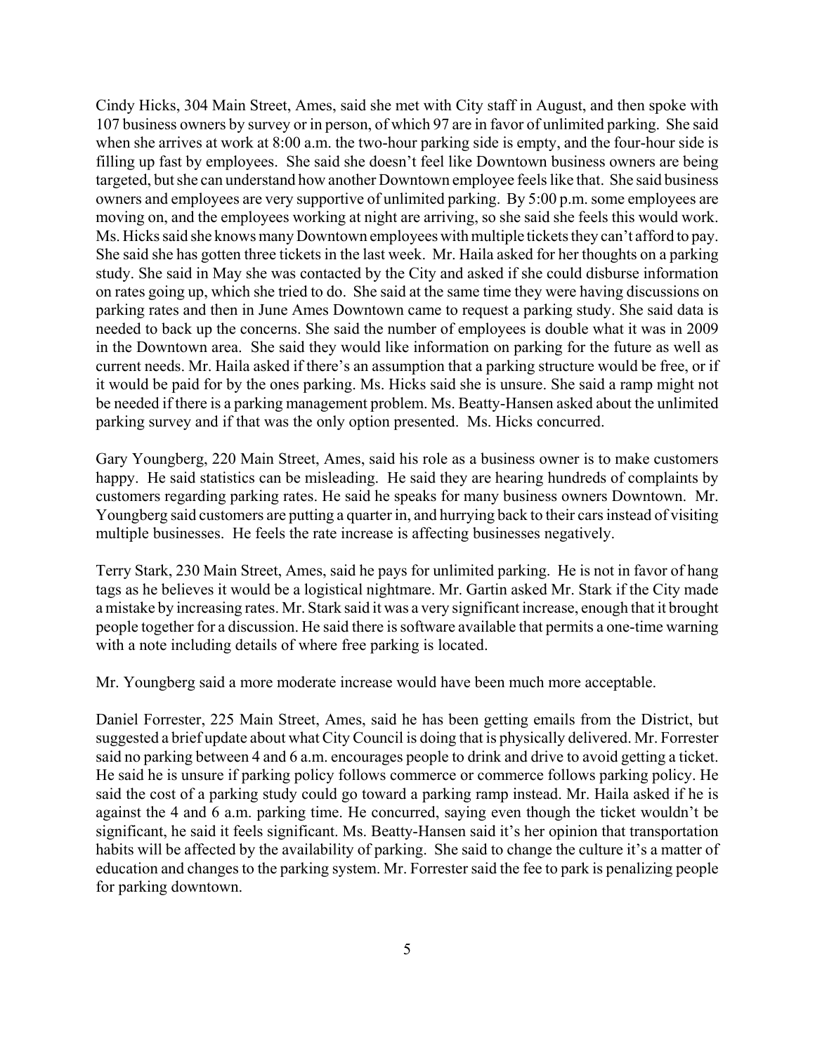Cindy Hicks, 304 Main Street, Ames, said she met with City staff in August, and then spoke with 107 business owners by survey or in person, of which 97 are in favor of unlimited parking. She said when she arrives at work at 8:00 a.m. the two-hour parking side is empty, and the four-hour side is filling up fast by employees. She said she doesn't feel like Downtown business owners are being targeted, but she can understand how another Downtown employee feels like that. She said business owners and employees are very supportive of unlimited parking. By 5:00 p.m. some employees are moving on, and the employees working at night are arriving, so she said she feels this would work. Ms. Hicks said she knows many Downtown employees with multiple tickets they can't afford to pay. She said she has gotten three tickets in the last week. Mr. Haila asked for her thoughts on a parking study. She said in May she was contacted by the City and asked if she could disburse information on rates going up, which she tried to do. She said at the same time they were having discussions on parking rates and then in June Ames Downtown came to request a parking study. She said data is needed to back up the concerns. She said the number of employees is double what it was in 2009 in the Downtown area. She said they would like information on parking for the future as well as current needs. Mr. Haila asked if there's an assumption that a parking structure would be free, or if it would be paid for by the ones parking. Ms. Hicks said she is unsure. She said a ramp might not be needed if there is a parking management problem. Ms. Beatty-Hansen asked about the unlimited parking survey and if that was the only option presented. Ms. Hicks concurred.

Gary Youngberg, 220 Main Street, Ames, said his role as a business owner is to make customers happy. He said statistics can be misleading. He said they are hearing hundreds of complaints by customers regarding parking rates. He said he speaks for many business owners Downtown. Mr. Youngberg said customers are putting a quarter in, and hurrying back to their cars instead of visiting multiple businesses. He feels the rate increase is affecting businesses negatively.

Terry Stark, 230 Main Street, Ames, said he pays for unlimited parking. He is not in favor of hang tags as he believes it would be a logistical nightmare. Mr. Gartin asked Mr. Stark if the City made a mistake by increasing rates. Mr. Stark said it was a very significant increase, enough that it brought people together for a discussion. He said there is software available that permits a one-time warning with a note including details of where free parking is located.

Mr. Youngberg said a more moderate increase would have been much more acceptable.

Daniel Forrester, 225 Main Street, Ames, said he has been getting emails from the District, but suggested a brief update about what City Council is doing that is physically delivered. Mr. Forrester said no parking between 4 and 6 a.m. encourages people to drink and drive to avoid getting a ticket. He said he is unsure if parking policy follows commerce or commerce follows parking policy. He said the cost of a parking study could go toward a parking ramp instead. Mr. Haila asked if he is against the 4 and 6 a.m. parking time. He concurred, saying even though the ticket wouldn't be significant, he said it feels significant. Ms. Beatty-Hansen said it's her opinion that transportation habits will be affected by the availability of parking. She said to change the culture it's a matter of education and changes to the parking system. Mr. Forrester said the fee to park is penalizing people for parking downtown.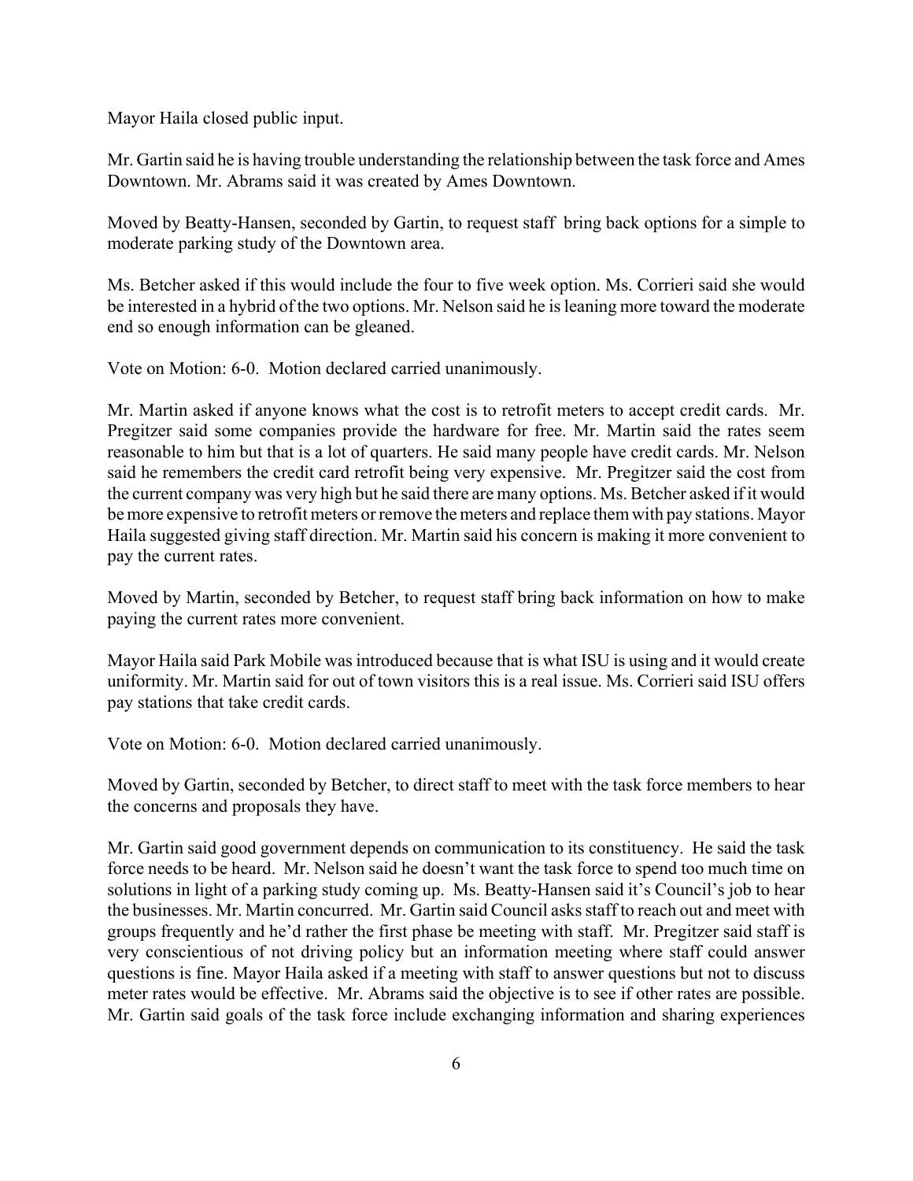Mayor Haila closed public input.

Mr. Gartin said he is having trouble understanding the relationship between the task force and Ames Downtown. Mr. Abrams said it was created by Ames Downtown.

Moved by Beatty-Hansen, seconded by Gartin, to request staff bring back options for a simple to moderate parking study of the Downtown area.

Ms. Betcher asked if this would include the four to five week option. Ms. Corrieri said she would be interested in a hybrid of the two options. Mr. Nelson said he is leaning more toward the moderate end so enough information can be gleaned.

Vote on Motion: 6-0. Motion declared carried unanimously.

Mr. Martin asked if anyone knows what the cost is to retrofit meters to accept credit cards. Mr. Pregitzer said some companies provide the hardware for free. Mr. Martin said the rates seem reasonable to him but that is a lot of quarters. He said many people have credit cards. Mr. Nelson said he remembers the credit card retrofit being very expensive. Mr. Pregitzer said the cost from the current company was very high but he said there are many options. Ms. Betcher asked if it would be more expensive to retrofit meters or remove the meters and replace them with pay stations. Mayor Haila suggested giving staff direction. Mr. Martin said his concern is making it more convenient to pay the current rates.

Moved by Martin, seconded by Betcher, to request staff bring back information on how to make paying the current rates more convenient.

Mayor Haila said Park Mobile was introduced because that is what ISU is using and it would create uniformity. Mr. Martin said for out of town visitors this is a real issue. Ms. Corrieri said ISU offers pay stations that take credit cards.

Vote on Motion: 6-0. Motion declared carried unanimously.

Moved by Gartin, seconded by Betcher, to direct staff to meet with the task force members to hear the concerns and proposals they have.

Mr. Gartin said good government depends on communication to its constituency. He said the task force needs to be heard. Mr. Nelson said he doesn't want the task force to spend too much time on solutions in light of a parking study coming up. Ms. Beatty-Hansen said it's Council's job to hear the businesses. Mr. Martin concurred. Mr. Gartin said Council asks staff to reach out and meet with groups frequently and he'd rather the first phase be meeting with staff. Mr. Pregitzer said staff is very conscientious of not driving policy but an information meeting where staff could answer questions is fine. Mayor Haila asked if a meeting with staff to answer questions but not to discuss meter rates would be effective. Mr. Abrams said the objective is to see if other rates are possible. Mr. Gartin said goals of the task force include exchanging information and sharing experiences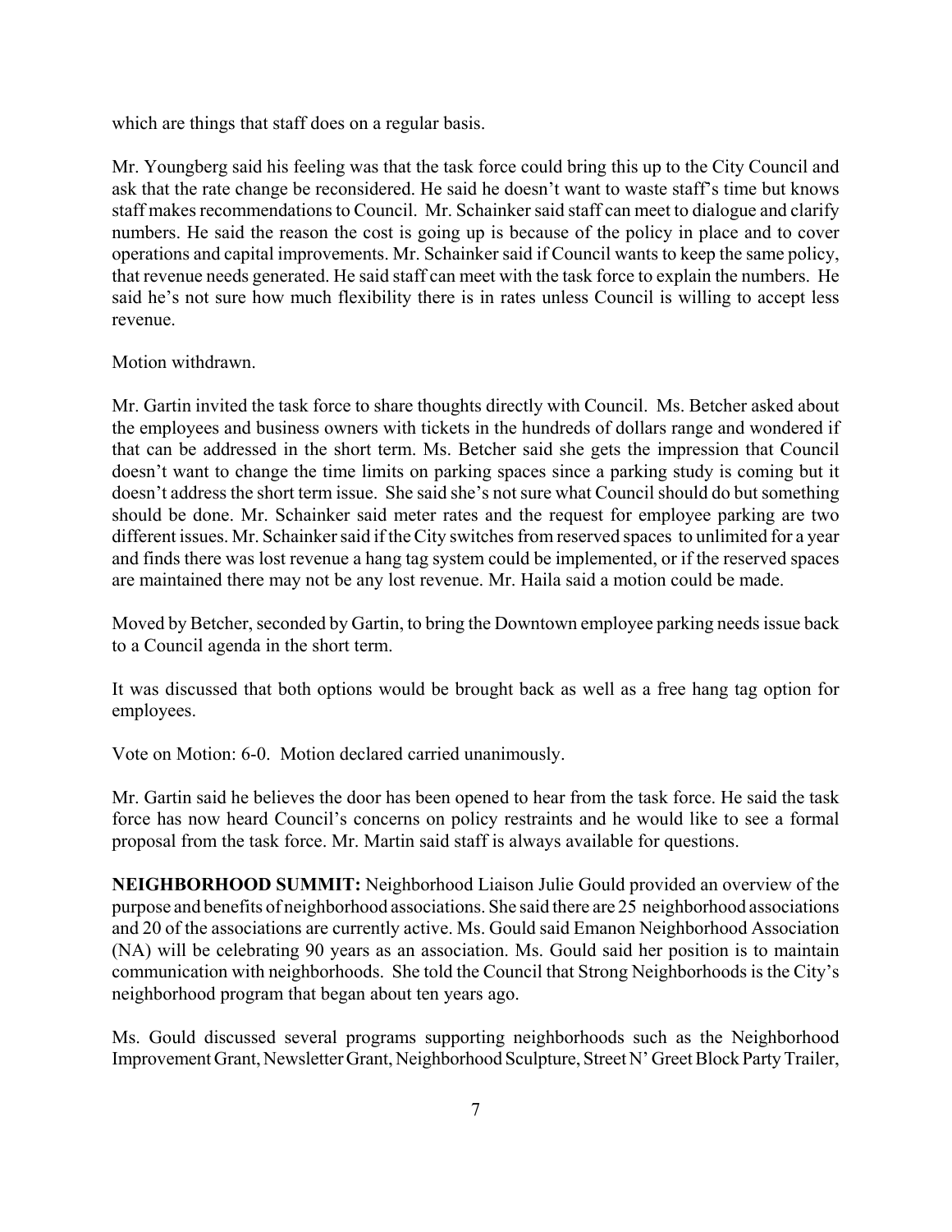which are things that staff does on a regular basis.

Mr. Youngberg said his feeling was that the task force could bring this up to the City Council and ask that the rate change be reconsidered. He said he doesn't want to waste staff's time but knows staff makes recommendations to Council. Mr. Schainker said staff can meet to dialogue and clarify numbers. He said the reason the cost is going up is because of the policy in place and to cover operations and capital improvements. Mr. Schainker said if Council wants to keep the same policy, that revenue needs generated. He said staff can meet with the task force to explain the numbers. He said he's not sure how much flexibility there is in rates unless Council is willing to accept less revenue.

Motion withdrawn.

Mr. Gartin invited the task force to share thoughts directly with Council. Ms. Betcher asked about the employees and business owners with tickets in the hundreds of dollars range and wondered if that can be addressed in the short term. Ms. Betcher said she gets the impression that Council doesn't want to change the time limits on parking spaces since a parking study is coming but it doesn't address the short term issue. She said she's not sure what Council should do but something should be done. Mr. Schainker said meter rates and the request for employee parking are two different issues. Mr. Schainker said if the City switches from reserved spaces to unlimited for a year and finds there was lost revenue a hang tag system could be implemented, or if the reserved spaces are maintained there may not be any lost revenue. Mr. Haila said a motion could be made.

Moved by Betcher, seconded by Gartin, to bring the Downtown employee parking needs issue back to a Council agenda in the short term.

It was discussed that both options would be brought back as well as a free hang tag option for employees.

Vote on Motion: 6-0. Motion declared carried unanimously.

Mr. Gartin said he believes the door has been opened to hear from the task force. He said the task force has now heard Council's concerns on policy restraints and he would like to see a formal proposal from the task force. Mr. Martin said staff is always available for questions.

**NEIGHBORHOOD SUMMIT:** Neighborhood Liaison Julie Gould provided an overview of the purpose and benefits of neighborhood associations. She said there are 25 neighborhood associations and 20 of the associations are currently active. Ms. Gould said Emanon Neighborhood Association (NA) will be celebrating 90 years as an association. Ms. Gould said her position is to maintain communication with neighborhoods. She told the Council that Strong Neighborhoods is the City's neighborhood program that began about ten years ago.

Ms. Gould discussed several programs supporting neighborhoods such as the Neighborhood Improvement Grant, Newsletter Grant, Neighborhood Sculpture, Street N' Greet Block Party Trailer,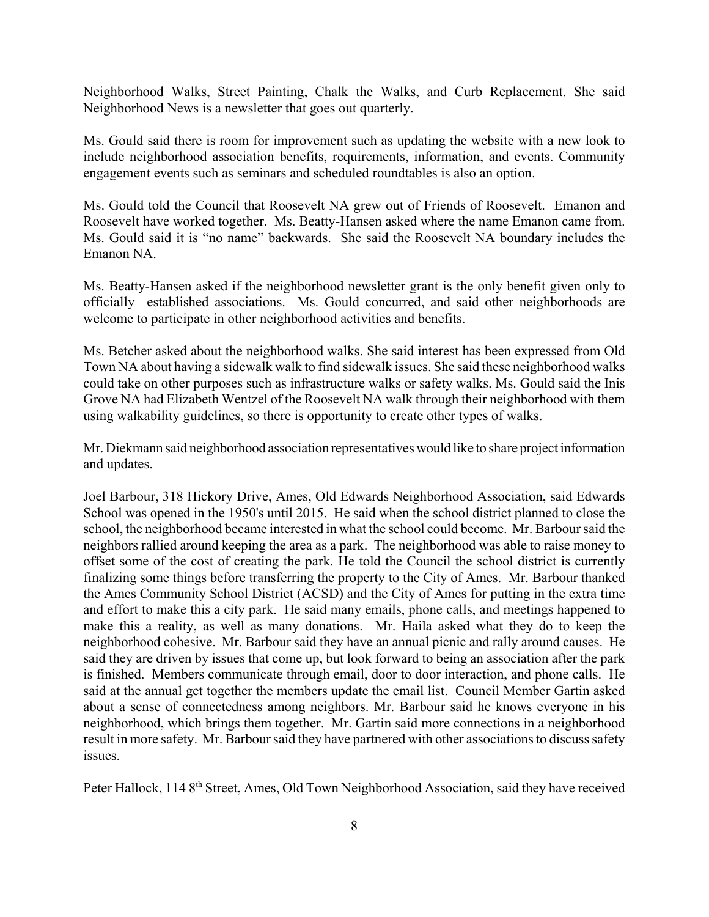Neighborhood Walks, Street Painting, Chalk the Walks, and Curb Replacement. She said Neighborhood News is a newsletter that goes out quarterly.

Ms. Gould said there is room for improvement such as updating the website with a new look to include neighborhood association benefits, requirements, information, and events. Community engagement events such as seminars and scheduled roundtables is also an option.

Ms. Gould told the Council that Roosevelt NA grew out of Friends of Roosevelt. Emanon and Roosevelt have worked together. Ms. Beatty-Hansen asked where the name Emanon came from. Ms. Gould said it is "no name" backwards. She said the Roosevelt NA boundary includes the Emanon NA.

Ms. Beatty-Hansen asked if the neighborhood newsletter grant is the only benefit given only to officially established associations. Ms. Gould concurred, and said other neighborhoods are welcome to participate in other neighborhood activities and benefits.

Ms. Betcher asked about the neighborhood walks. She said interest has been expressed from Old Town NA about having a sidewalk walk to find sidewalk issues. She said these neighborhood walks could take on other purposes such as infrastructure walks or safety walks. Ms. Gould said the Inis Grove NA had Elizabeth Wentzel of the Roosevelt NA walk through their neighborhood with them using walkability guidelines, so there is opportunity to create other types of walks.

Mr. Diekmann said neighborhood association representatives would like to share project information and updates.

Joel Barbour, 318 Hickory Drive, Ames, Old Edwards Neighborhood Association, said Edwards School was opened in the 1950's until 2015. He said when the school district planned to close the school, the neighborhood became interested in what the school could become. Mr. Barbour said the neighbors rallied around keeping the area as a park. The neighborhood was able to raise money to offset some of the cost of creating the park. He told the Council the school district is currently finalizing some things before transferring the property to the City of Ames. Mr. Barbour thanked the Ames Community School District (ACSD) and the City of Ames for putting in the extra time and effort to make this a city park. He said many emails, phone calls, and meetings happened to make this a reality, as well as many donations. Mr. Haila asked what they do to keep the neighborhood cohesive. Mr. Barbour said they have an annual picnic and rally around causes. He said they are driven by issues that come up, but look forward to being an association after the park is finished. Members communicate through email, door to door interaction, and phone calls. He said at the annual get together the members update the email list. Council Member Gartin asked about a sense of connectedness among neighbors. Mr. Barbour said he knows everyone in his neighborhood, which brings them together. Mr. Gartin said more connections in a neighborhood result in more safety. Mr. Barbour said they have partnered with other associations to discuss safety issues.

Peter Hallock, 114 8th Street, Ames, Old Town Neighborhood Association, said they have received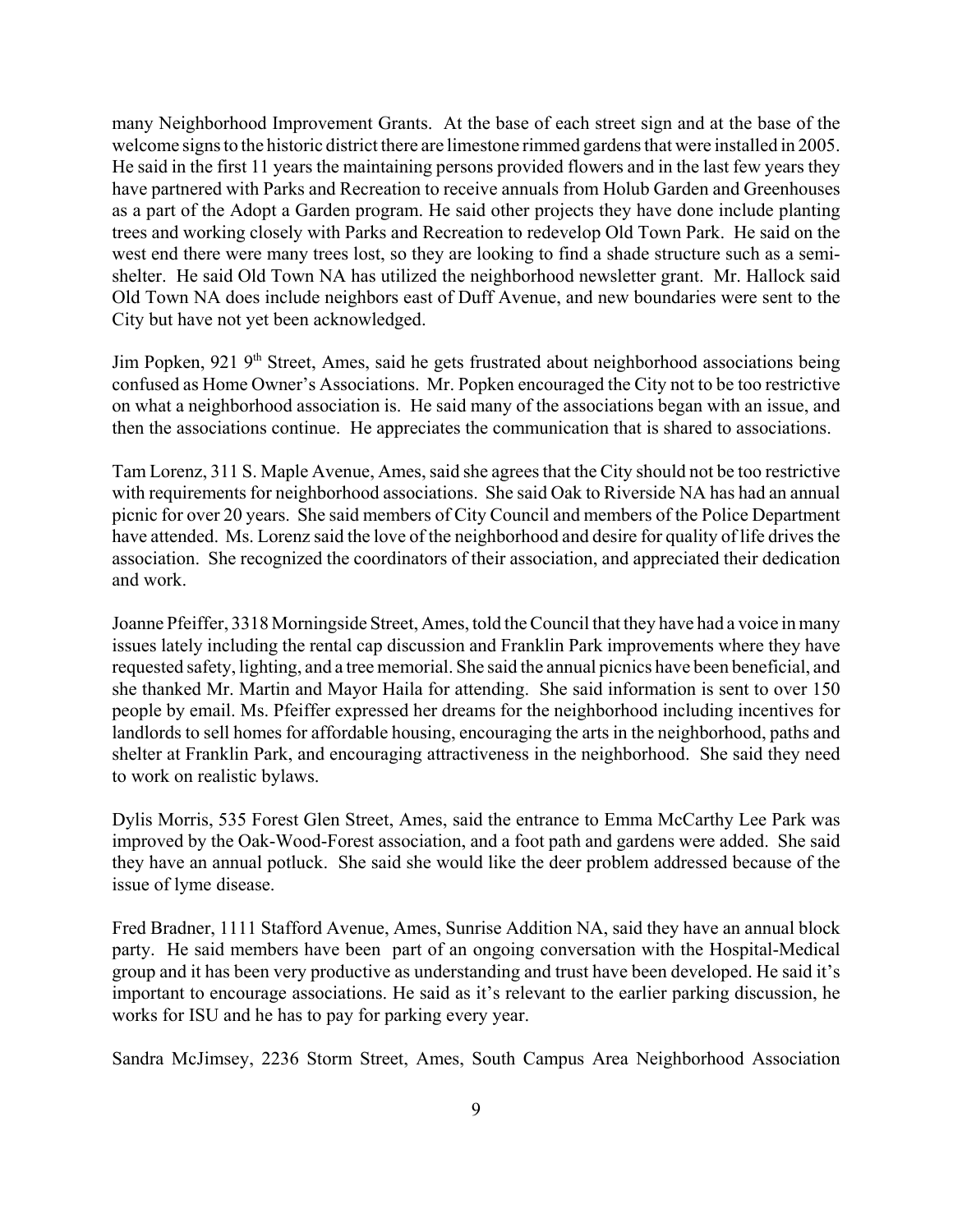many Neighborhood Improvement Grants. At the base of each street sign and at the base of the welcome signs to the historic district there are limestone rimmed gardens that were installed in 2005. He said in the first 11 years the maintaining persons provided flowers and in the last few years they have partnered with Parks and Recreation to receive annuals from Holub Garden and Greenhouses as a part of the Adopt a Garden program. He said other projects they have done include planting trees and working closely with Parks and Recreation to redevelop Old Town Park. He said on the west end there were many trees lost, so they are looking to find a shade structure such as a semi-shelter. He said Old Town NA has utilized the neighborhood newsletter grant. Mr. Hallock said Old Town NA does include neighbors east of Duff Avenue, and new boundaries were sent to the City but have not yet been acknowledged.

Jim Popken, 921 9th Street, Ames, said he gets frustrated about neighborhood associations being confused as Home Owner's Associations. Mr. Popken encouraged the City not to be too restrictive on what a neighborhood association is. He said many of the associations began with an issue, and then the associations continue. He appreciates the communication that is shared to associations.

Tam Lorenz, 311 S. Maple Avenue, Ames, said she agrees that the City should not be too restrictive with requirements for neighborhood associations. She said Oak to Riverside NA has had an annual picnic for over 20 years. She said members of City Council and members of the Police Department have attended. Ms. Lorenz said the love of the neighborhood and desire for quality of life drives the association. She recognized the coordinators of their association, and appreciated their dedication and work.

Joanne Pfeiffer, 3318 Morningside Street, Ames, told the Council that they have had a voice in many issues lately including the rental cap discussion and Franklin Park improvements where they have requested safety, lighting, and a tree memorial. She said the annual picnics have been beneficial, and she thanked Mr. Martin and Mayor Haila for attending. She said information is sent to over 150 people by email. Ms. Pfeiffer expressed her dreams for the neighborhood including incentives for landlords to sell homes for affordable housing, encouraging the arts in the neighborhood, paths and shelter at Franklin Park, and encouraging attractiveness in the neighborhood. She said they need to work on realistic bylaws.

Dylis Morris, 535 Forest Glen Street, Ames, said the entrance to Emma McCarthy Lee Park was improved by the Oak-Wood-Forest association, and a foot path and gardens were added. She said they have an annual potluck. She said she would like the deer problem addressed because of the issue of lyme disease.

Fred Bradner, 1111 Stafford Avenue, Ames, Sunrise Addition NA, said they have an annual block party. He said members have been part of an ongoing conversation with the Hospital-Medical group and it has been very productive as understanding and trust have been developed. He said it's important to encourage associations. He said as it's relevant to the earlier parking discussion, he works for ISU and he has to pay for parking every year.

Sandra McJimsey, 2236 Storm Street, Ames, South Campus Area Neighborhood Association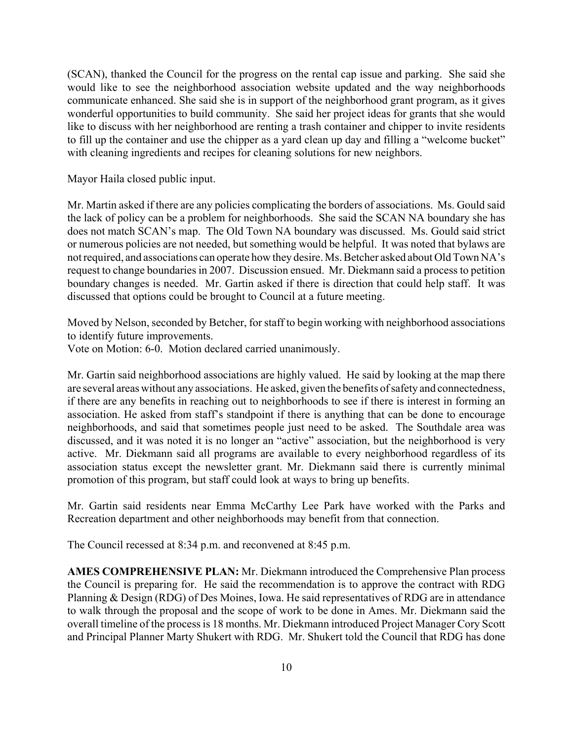(SCAN), thanked the Council for the progress on the rental cap issue and parking. She said she would like to see the neighborhood association website updated and the way neighborhoods communicate enhanced. She said she is in support of the neighborhood grant program, as it gives wonderful opportunities to build community. She said her project ideas for grants that she would like to discuss with her neighborhood are renting a trash container and chipper to invite residents to fill up the container and use the chipper as a yard clean up day and filling a "welcome bucket" with cleaning ingredients and recipes for cleaning solutions for new neighbors.

Mayor Haila closed public input.

Mr. Martin asked if there are any policies complicating the borders of associations. Ms. Gould said the lack of policy can be a problem for neighborhoods. She said the SCAN NA boundary she has does not match SCAN's map. The Old Town NA boundary was discussed. Ms. Gould said strict or numerous policies are not needed, but something would be helpful. It was noted that bylaws are not required, and associations can operate how they desire. Ms. Betcher asked about Old Town NA's request to change boundaries in 2007. Discussion ensued. Mr. Diekmann said a process to petition boundary changes is needed. Mr. Gartin asked if there is direction that could help staff. It was discussed that options could be brought to Council at a future meeting.

Moved by Nelson, seconded by Betcher, for staff to begin working with neighborhood associations to identify future improvements.
Vote on Motion: 6-0. Motion declared carried unanimously.

Mr. Gartin said neighborhood associations are highly valued. He said by looking at the map there are several areas without any associations. He asked, given the benefits of safety and connectedness, if there are any benefits in reaching out to neighborhoods to see if there is interest in forming an association. He asked from staff's standpoint if there is anything that can be done to encourage neighborhoods, and said that sometimes people just need to be asked. The Southdale area was discussed, and it was noted it is no longer an "active" association, but the neighborhood is very active. Mr. Diekmann said all programs are available to every neighborhood regardless of its association status except the newsletter grant. Mr. Diekmann said there is currently minimal promotion of this program, but staff could look at ways to bring up benefits.

Mr. Gartin said residents near Emma McCarthy Lee Park have worked with the Parks and Recreation department and other neighborhoods may benefit from that connection.

The Council recessed at 8:34 p.m. and reconvened at 8:45 p.m.

**AMES COMPREHENSIVE PLAN:** Mr. Diekmann introduced the Comprehensive Plan process the Council is preparing for. He said the recommendation is to approve the contract with RDG Planning & Design (RDG) of Des Moines, Iowa. He said representatives of RDG are in attendance to walk through the proposal and the scope of work to be done in Ames. Mr. Diekmann said the overall timeline of the process is 18 months. Mr. Diekmann introduced Project Manager Cory Scott and Principal Planner Marty Shukert with RDG. Mr. Shukert told the Council that RDG has done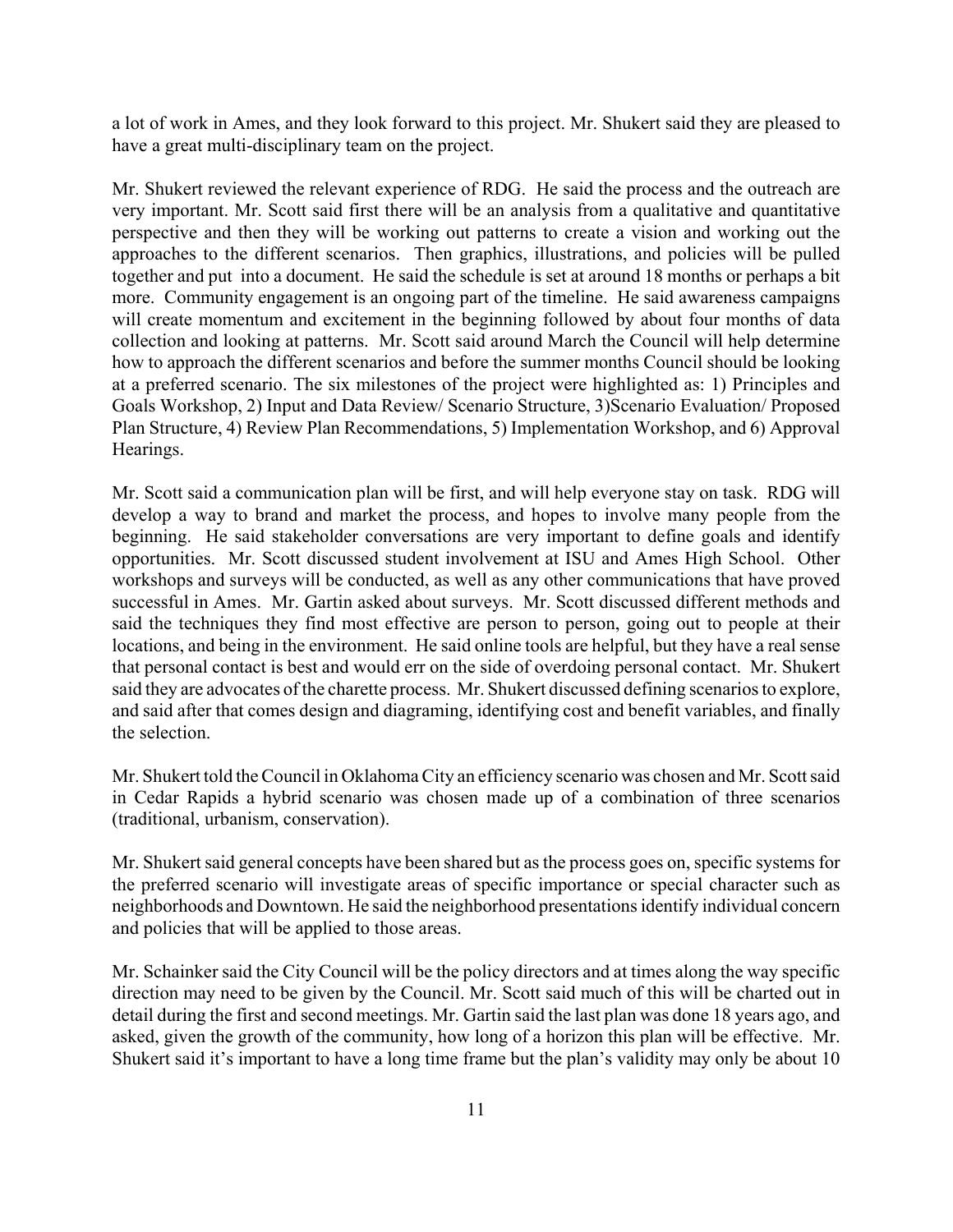a lot of work in Ames, and they look forward to this project. Mr. Shukert said they are pleased to have a great multi-disciplinary team on the project.

Mr. Shukert reviewed the relevant experience of RDG. He said the process and the outreach are very important. Mr. Scott said first there will be an analysis from a qualitative and quantitative perspective and then they will be working out patterns to create a vision and working out the approaches to the different scenarios. Then graphics, illustrations, and policies will be pulled together and put into a document. He said the schedule is set at around 18 months or perhaps a bit more. Community engagement is an ongoing part of the timeline. He said awareness campaigns will create momentum and excitement in the beginning followed by about four months of data collection and looking at patterns. Mr. Scott said around March the Council will help determine how to approach the different scenarios and before the summer months Council should be looking at a preferred scenario. The six milestones of the project were highlighted as: 1) Principles and Goals Workshop, 2) Input and Data Review/ Scenario Structure, 3)Scenario Evaluation/ Proposed Plan Structure, 4) Review Plan Recommendations, 5) Implementation Workshop, and 6) Approval Hearings.

Mr. Scott said a communication plan will be first, and will help everyone stay on task. RDG will develop a way to brand and market the process, and hopes to involve many people from the beginning. He said stakeholder conversations are very important to define goals and identify opportunities. Mr. Scott discussed student involvement at ISU and Ames High School. Other workshops and surveys will be conducted, as well as any other communications that have proved successful in Ames. Mr. Gartin asked about surveys. Mr. Scott discussed different methods and said the techniques they find most effective are person to person, going out to people at their locations, and being in the environment. He said online tools are helpful, but they have a real sense that personal contact is best and would err on the side of overdoing personal contact. Mr. Shukert said they are advocates of the charette process. Mr. Shukert discussed defining scenarios to explore, and said after that comes design and diagraming, identifying cost and benefit variables, and finally the selection.

Mr. Shukert told the Council in Oklahoma City an efficiency scenario was chosen and Mr. Scott said in Cedar Rapids a hybrid scenario was chosen made up of a combination of three scenarios (traditional, urbanism, conservation).

Mr. Shukert said general concepts have been shared but as the process goes on, specific systems for the preferred scenario will investigate areas of specific importance or special character such as neighborhoods and Downtown. He said the neighborhood presentations identify individual concern and policies that will be applied to those areas.

Mr. Schainker said the City Council will be the policy directors and at times along the way specific direction may need to be given by the Council. Mr. Scott said much of this will be charted out in detail during the first and second meetings. Mr. Gartin said the last plan was done 18 years ago, and asked, given the growth of the community, how long of a horizon this plan will be effective. Mr. Shukert said it's important to have a long time frame but the plan's validity may only be about 10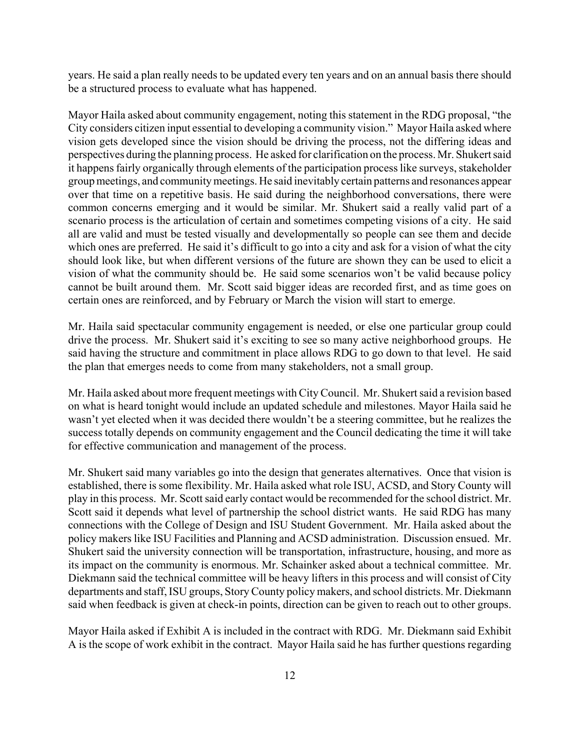years. He said a plan really needs to be updated every ten years and on an annual basis there should be a structured process to evaluate what has happened.

Mayor Haila asked about community engagement, noting this statement in the RDG proposal, "the City considers citizen input essential to developing a community vision." Mayor Haila asked where vision gets developed since the vision should be driving the process, not the differing ideas and perspectives during the planning process. He asked for clarification on the process. Mr. Shukert said it happens fairly organically through elements of the participation process like surveys, stakeholder group meetings, and community meetings. He said inevitably certain patterns and resonances appear over that time on a repetitive basis. He said during the neighborhood conversations, there were common concerns emerging and it would be similar. Mr. Shukert said a really valid part of a scenario process is the articulation of certain and sometimes competing visions of a city. He said all are valid and must be tested visually and developmentally so people can see them and decide which ones are preferred. He said it's difficult to go into a city and ask for a vision of what the city should look like, but when different versions of the future are shown they can be used to elicit a vision of what the community should be. He said some scenarios won't be valid because policy cannot be built around them. Mr. Scott said bigger ideas are recorded first, and as time goes on certain ones are reinforced, and by February or March the vision will start to emerge.

Mr. Haila said spectacular community engagement is needed, or else one particular group could drive the process. Mr. Shukert said it's exciting to see so many active neighborhood groups. He said having the structure and commitment in place allows RDG to go down to that level. He said the plan that emerges needs to come from many stakeholders, not a small group.

Mr. Haila asked about more frequent meetings with City Council. Mr. Shukert said a revision based on what is heard tonight would include an updated schedule and milestones. Mayor Haila said he wasn't yet elected when it was decided there wouldn't be a steering committee, but he realizes the success totally depends on community engagement and the Council dedicating the time it will take for effective communication and management of the process.

Mr. Shukert said many variables go into the design that generates alternatives. Once that vision is established, there is some flexibility. Mr. Haila asked what role ISU, ACSD, and Story County will play in this process. Mr. Scott said early contact would be recommended for the school district. Mr. Scott said it depends what level of partnership the school district wants. He said RDG has many connections with the College of Design and ISU Student Government. Mr. Haila asked about the policy makers like ISU Facilities and Planning and ACSD administration. Discussion ensued. Mr. Shukert said the university connection will be transportation, infrastructure, housing, and more as its impact on the community is enormous. Mr. Schainker asked about a technical committee. Mr. Diekmann said the technical committee will be heavy lifters in this process and will consist of City departments and staff, ISU groups, Story County policy makers, and school districts. Mr. Diekmann said when feedback is given at check-in points, direction can be given to reach out to other groups.

Mayor Haila asked if Exhibit A is included in the contract with RDG. Mr. Diekmann said Exhibit A is the scope of work exhibit in the contract. Mayor Haila said he has further questions regarding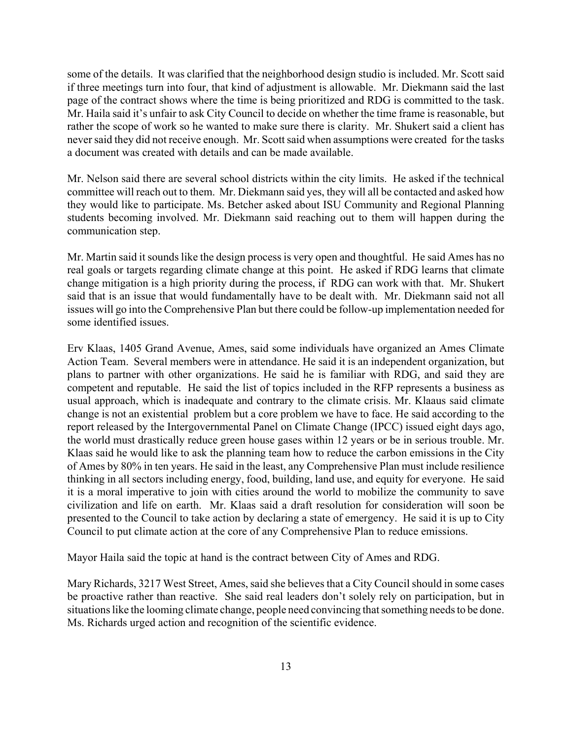some of the details. It was clarified that the neighborhood design studio is included. Mr. Scott said if three meetings turn into four, that kind of adjustment is allowable. Mr. Diekmann said the last page of the contract shows where the time is being prioritized and RDG is committed to the task. Mr. Haila said it's unfair to ask City Council to decide on whether the time frame is reasonable, but rather the scope of work so he wanted to make sure there is clarity. Mr. Shukert said a client has never said they did not receive enough. Mr. Scott said when assumptions were created for the tasks a document was created with details and can be made available.

Mr. Nelson said there are several school districts within the city limits. He asked if the technical committee will reach out to them. Mr. Diekmann said yes, they will all be contacted and asked how they would like to participate. Ms. Betcher asked about ISU Community and Regional Planning students becoming involved. Mr. Diekmann said reaching out to them will happen during the communication step.

Mr. Martin said it sounds like the design process is very open and thoughtful. He said Ames has no real goals or targets regarding climate change at this point. He asked if RDG learns that climate change mitigation is a high priority during the process, if RDG can work with that. Mr. Shukert said that is an issue that would fundamentally have to be dealt with. Mr. Diekmann said not all issues will go into the Comprehensive Plan but there could be follow-up implementation needed for some identified issues.

Erv Klaas, 1405 Grand Avenue, Ames, said some individuals have organized an Ames Climate Action Team. Several members were in attendance. He said it is an independent organization, but plans to partner with other organizations. He said he is familiar with RDG, and said they are competent and reputable. He said the list of topics included in the RFP represents a business as usual approach, which is inadequate and contrary to the climate crisis. Mr. Klaaus said climate change is not an existential problem but a core problem we have to face. He said according to the report released by the Intergovernmental Panel on Climate Change (IPCC) issued eight days ago, the world must drastically reduce green house gases within 12 years or be in serious trouble. Mr. Klaas said he would like to ask the planning team how to reduce the carbon emissions in the City of Ames by 80% in ten years. He said in the least, any Comprehensive Plan must include resilience thinking in all sectors including energy, food, building, land use, and equity for everyone. He said it is a moral imperative to join with cities around the world to mobilize the community to save civilization and life on earth. Mr. Klaas said a draft resolution for consideration will soon be presented to the Council to take action by declaring a state of emergency. He said it is up to City Council to put climate action at the core of any Comprehensive Plan to reduce emissions.

Mayor Haila said the topic at hand is the contract between City of Ames and RDG.

Mary Richards, 3217 West Street, Ames, said she believes that a City Council should in some cases be proactive rather than reactive. She said real leaders don't solely rely on participation, but in situations like the looming climate change, people need convincing that something needs to be done. Ms. Richards urged action and recognition of the scientific evidence.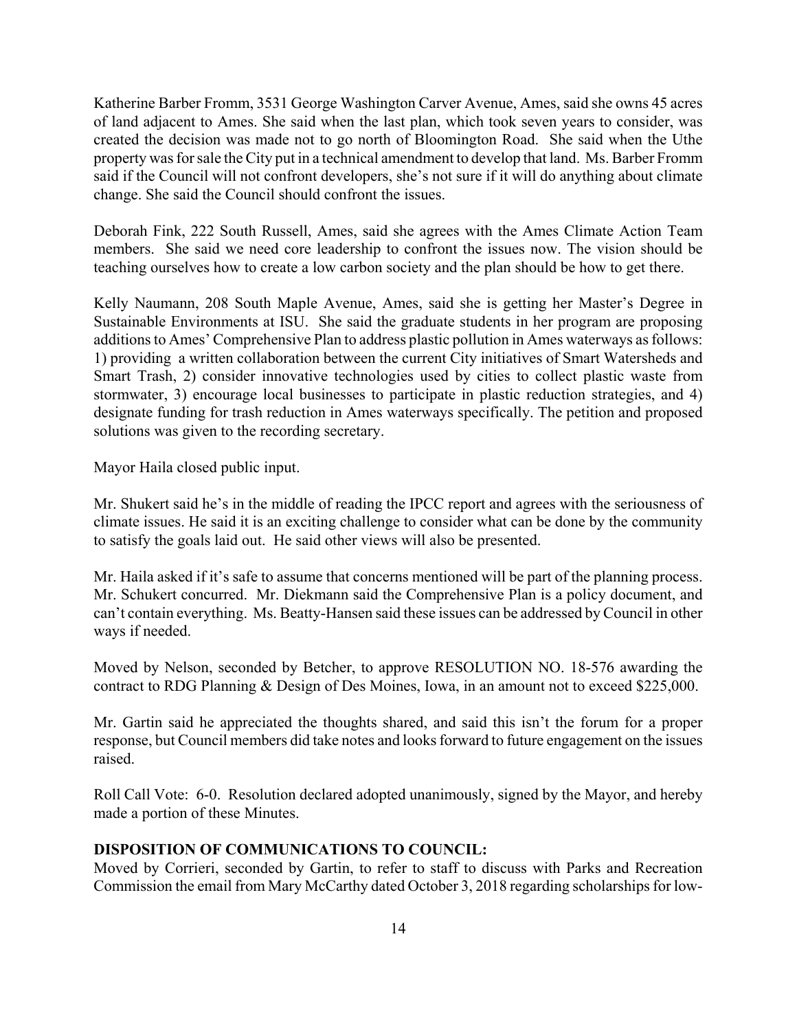Katherine Barber Fromm, 3531 George Washington Carver Avenue, Ames, said she owns 45 acres of land adjacent to Ames. She said when the last plan, which took seven years to consider, was created the decision was made not to go north of Bloomington Road. She said when the Uthe property was for sale the City put in a technical amendment to develop that land. Ms. Barber Fromm said if the Council will not confront developers, she's not sure if it will do anything about climate change. She said the Council should confront the issues.

Deborah Fink, 222 South Russell, Ames, said she agrees with the Ames Climate Action Team members. She said we need core leadership to confront the issues now. The vision should be teaching ourselves how to create a low carbon society and the plan should be how to get there.

Kelly Naumann, 208 South Maple Avenue, Ames, said she is getting her Master's Degree in Sustainable Environments at ISU. She said the graduate students in her program are proposing additions to Ames' Comprehensive Plan to address plastic pollution in Ames waterways as follows: 1) providing a written collaboration between the current City initiatives of Smart Watersheds and Smart Trash, 2) consider innovative technologies used by cities to collect plastic waste from stormwater, 3) encourage local businesses to participate in plastic reduction strategies, and 4) designate funding for trash reduction in Ames waterways specifically. The petition and proposed solutions was given to the recording secretary.

Mayor Haila closed public input.

Mr. Shukert said he's in the middle of reading the IPCC report and agrees with the seriousness of climate issues. He said it is an exciting challenge to consider what can be done by the community to satisfy the goals laid out. He said other views will also be presented.

Mr. Haila asked if it's safe to assume that concerns mentioned will be part of the planning process. Mr. Schukert concurred. Mr. Diekmann said the Comprehensive Plan is a policy document, and can't contain everything. Ms. Beatty-Hansen said these issues can be addressed by Council in other ways if needed.

Moved by Nelson, seconded by Betcher, to approve RESOLUTION NO. 18-576 awarding the contract to RDG Planning & Design of Des Moines, Iowa, in an amount not to exceed $225,000.

Mr. Gartin said he appreciated the thoughts shared, and said this isn't the forum for a proper response, but Council members did take notes and looks forward to future engagement on the issues raised.

Roll Call Vote: 6-0. Resolution declared adopted unanimously, signed by the Mayor, and hereby made a portion of these Minutes.

**DISPOSITION OF COMMUNICATIONS TO COUNCIL:**
Moved by Corrieri, seconded by Gartin, to refer to staff to discuss with Parks and Recreation Commission the email from Mary McCarthy dated October 3, 2018 regarding scholarships for low-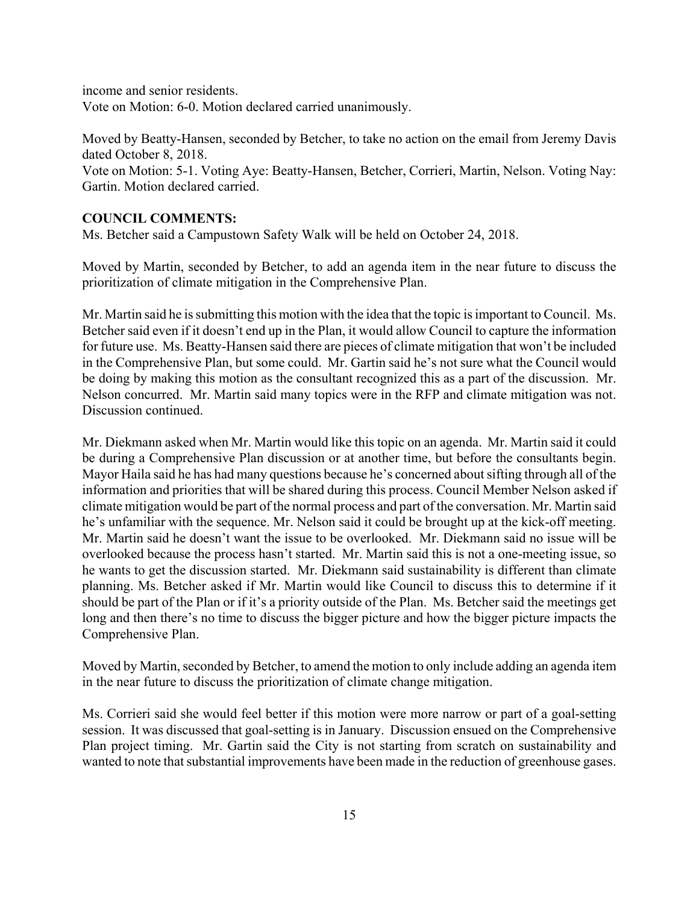income and senior residents.
Vote on Motion: 6-0. Motion declared carried unanimously.

Moved by Beatty-Hansen, seconded by Betcher, to take no action on the email from Jeremy Davis dated October 8, 2018.
Vote on Motion: 5-1. Voting Aye: Beatty-Hansen, Betcher, Corrieri, Martin, Nelson. Voting Nay: Gartin. Motion declared carried.

**COUNCIL COMMENTS:**
Ms. Betcher said a Campustown Safety Walk will be held on October 24, 2018.

Moved by Martin, seconded by Betcher, to add an agenda item in the near future to discuss the prioritization of climate mitigation in the Comprehensive Plan.

Mr. Martin said he is submitting this motion with the idea that the topic is important to Council. Ms. Betcher said even if it doesn't end up in the Plan, it would allow Council to capture the information for future use. Ms. Beatty-Hansen said there are pieces of climate mitigation that won't be included in the Comprehensive Plan, but some could. Mr. Gartin said he's not sure what the Council would be doing by making this motion as the consultant recognized this as a part of the discussion. Mr. Nelson concurred. Mr. Martin said many topics were in the RFP and climate mitigation was not. Discussion continued.

Mr. Diekmann asked when Mr. Martin would like this topic on an agenda. Mr. Martin said it could be during a Comprehensive Plan discussion or at another time, but before the consultants begin. Mayor Haila said he has had many questions because he's concerned about sifting through all of the information and priorities that will be shared during this process. Council Member Nelson asked if climate mitigation would be part of the normal process and part of the conversation. Mr. Martin said he's unfamiliar with the sequence. Mr. Nelson said it could be brought up at the kick-off meeting. Mr. Martin said he doesn't want the issue to be overlooked. Mr. Diekmann said no issue will be overlooked because the process hasn't started. Mr. Martin said this is not a one-meeting issue, so he wants to get the discussion started. Mr. Diekmann said sustainability is different than climate planning. Ms. Betcher asked if Mr. Martin would like Council to discuss this to determine if it should be part of the Plan or if it's a priority outside of the Plan. Ms. Betcher said the meetings get long and then there's no time to discuss the bigger picture and how the bigger picture impacts the Comprehensive Plan.

Moved by Martin, seconded by Betcher, to amend the motion to only include adding an agenda item in the near future to discuss the prioritization of climate change mitigation.

Ms. Corrieri said she would feel better if this motion were more narrow or part of a goal-setting session. It was discussed that goal-setting is in January. Discussion ensued on the Comprehensive Plan project timing. Mr. Gartin said the City is not starting from scratch on sustainability and wanted to note that substantial improvements have been made in the reduction of greenhouse gases.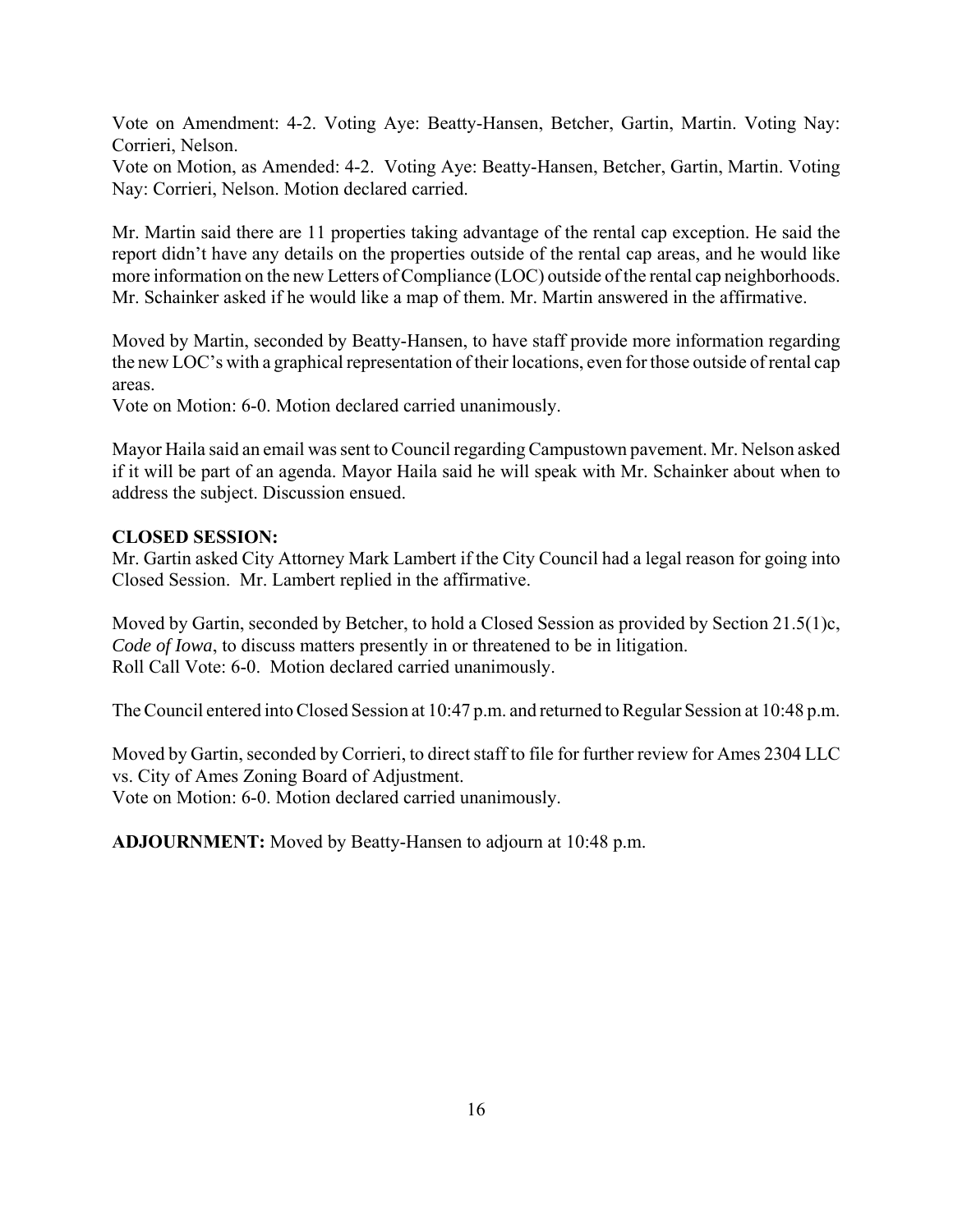Vote on Amendment: 4-2. Voting Aye: Beatty-Hansen, Betcher, Gartin, Martin. Voting Nay: Corrieri, Nelson.

Vote on Motion, as Amended: 4-2. Voting Aye: Beatty-Hansen, Betcher, Gartin, Martin. Voting Nay: Corrieri, Nelson. Motion declared carried.

Mr. Martin said there are 11 properties taking advantage of the rental cap exception. He said the report didn't have any details on the properties outside of the rental cap areas, and he would like more information on the new Letters of Compliance (LOC) outside of the rental cap neighborhoods. Mr. Schainker asked if he would like a map of them. Mr. Martin answered in the affirmative.

Moved by Martin, seconded by Beatty-Hansen, to have staff provide more information regarding the new LOC's with a graphical representation of their locations, even for those outside of rental cap areas.

Vote on Motion: 6-0. Motion declared carried unanimously.

Mayor Haila said an email was sent to Council regarding Campustown pavement. Mr. Nelson asked if it will be part of an agenda. Mayor Haila said he will speak with Mr. Schainker about when to address the subject. Discussion ensued.

**CLOSED SESSION:**

Mr. Gartin asked City Attorney Mark Lambert if the City Council had a legal reason for going into Closed Session. Mr. Lambert replied in the affirmative.

Moved by Gartin, seconded by Betcher, to hold a Closed Session as provided by Section 21.5(1)c, *Code of Iowa*, to discuss matters presently in or threatened to be in litigation.

Roll Call Vote: 6-0. Motion declared carried unanimously.

The Council entered into Closed Session at 10:47 p.m. and returned to Regular Session at 10:48 p.m.

Moved by Gartin, seconded by Corrieri, to direct staff to file for further review for Ames 2304 LLC vs. City of Ames Zoning Board of Adjustment.

Vote on Motion: 6-0. Motion declared carried unanimously.

**ADJOURNMENT:** Moved by Beatty-Hansen to adjourn at 10:48 p.m.